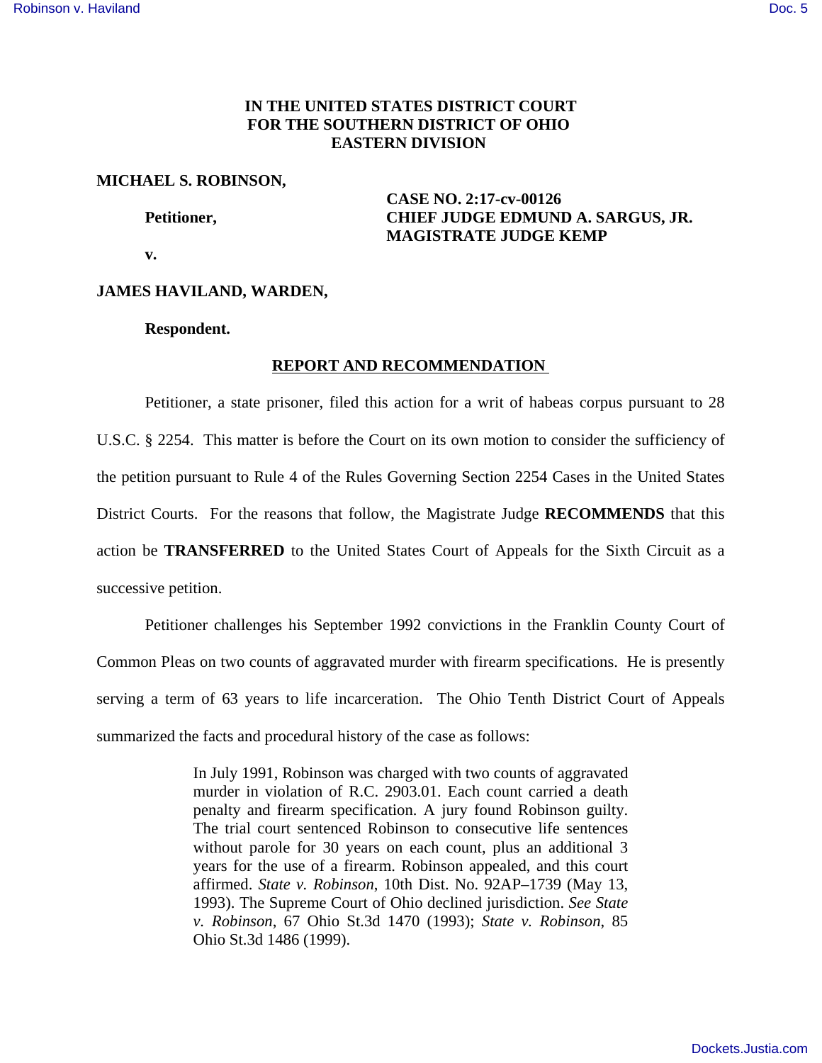**IN THE UNITED STATES DISTRICT COURT**
**FOR THE SOUTHERN DISTRICT OF OHIO**
**EASTERN DIVISION**

**MICHAEL S. ROBINSON,**

**Petitioner,**

**v.**

**JAMES HAVILAND, WARDEN,**

**Respondent.**

**CASE NO. 2:17-cv-00126**
**CHIEF JUDGE EDMUND A. SARGUS, JR.**
**MAGISTRATE JUDGE KEMP**

## REPORT AND RECOMMENDATION

Petitioner, a state prisoner, filed this action for a writ of habeas corpus pursuant to 28 U.S.C. § 2254. This matter is before the Court on its own motion to consider the sufficiency of the petition pursuant to Rule 4 of the Rules Governing Section 2254 Cases in the United States District Courts. For the reasons that follow, the Magistrate Judge **RECOMMENDS** that this action be **TRANSFERRED** to the United States Court of Appeals for the Sixth Circuit as a successive petition.

Petitioner challenges his September 1992 convictions in the Franklin County Court of Common Pleas on two counts of aggravated murder with firearm specifications. He is presently serving a term of 63 years to life incarceration. The Ohio Tenth District Court of Appeals summarized the facts and procedural history of the case as follows:

> In July 1991, Robinson was charged with two counts of aggravated murder in violation of R.C. 2903.01. Each count carried a death penalty and firearm specification. A jury found Robinson guilty. The trial court sentenced Robinson to consecutive life sentences without parole for 30 years on each count, plus an additional 3 years for the use of a firearm. Robinson appealed, and this court affirmed. *State v. Robinson*, 10th Dist. No. 92AP–1739 (May 13, 1993). The Supreme Court of Ohio declined jurisdiction. *See State v. Robinson*, 67 Ohio St.3d 1470 (1993); *State v. Robinson*, 85 Ohio St.3d 1486 (1999).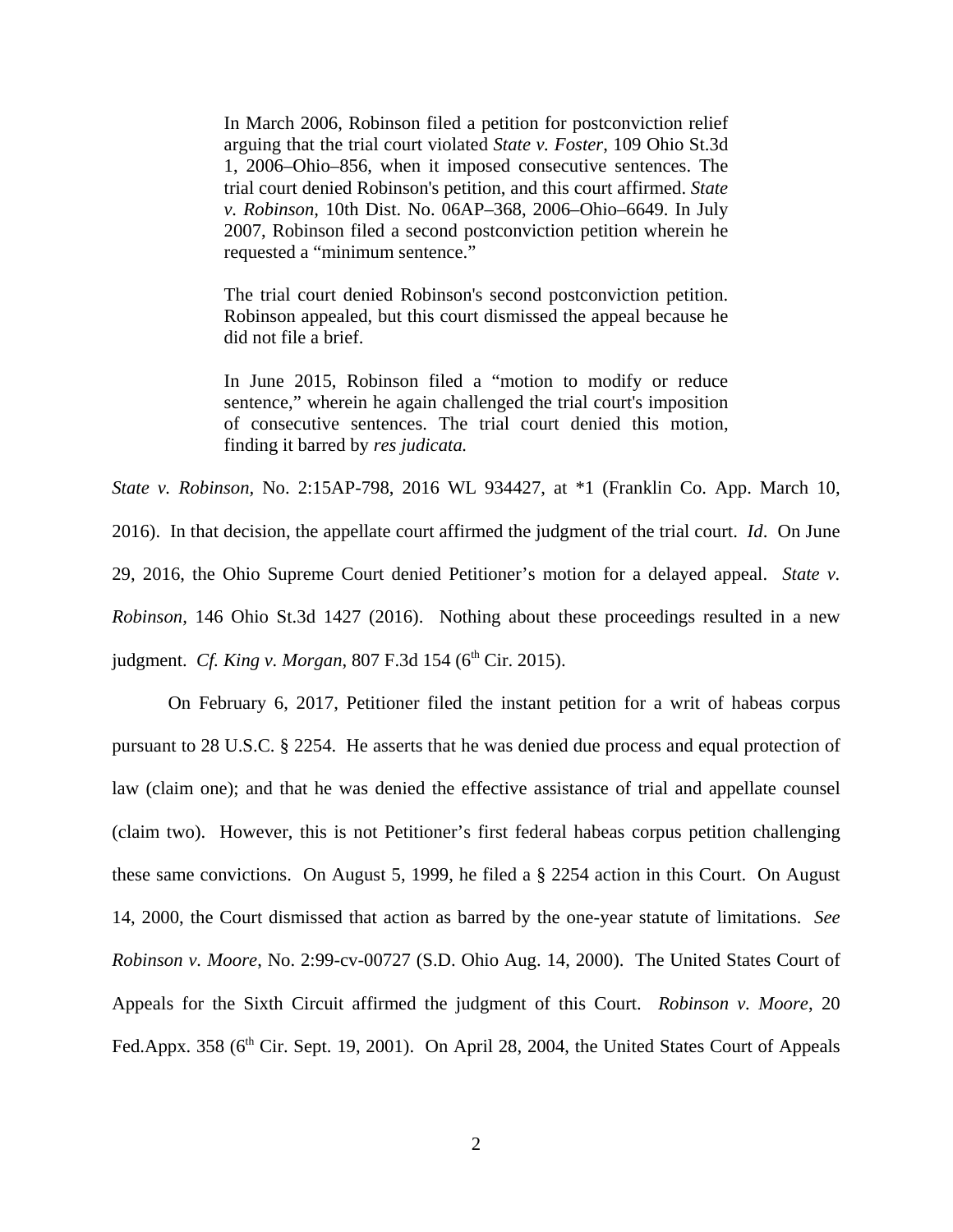> In March 2006, Robinson filed a petition for postconviction relief arguing that the trial court violated *State v. Foster*, 109 Ohio St.3d 1, 2006–Ohio–856, when it imposed consecutive sentences. The trial court denied Robinson's petition, and this court affirmed. *State v. Robinson,* 10th Dist. No. 06AP–368, 2006–Ohio–6649. In July 2007, Robinson filed a second postconviction petition wherein he requested a "minimum sentence."
>
> The trial court denied Robinson's second postconviction petition. Robinson appealed, but this court dismissed the appeal because he did not file a brief.
>
> In June 2015, Robinson filed a "motion to modify or reduce sentence," wherein he again challenged the trial court's imposition of consecutive sentences. The trial court denied this motion, finding it barred by *res judicata.*

*State v. Robinson*, No. 2:15AP-798, 2016 WL 934427, at *1 (Franklin Co. App. March 10, 2016). In that decision, the appellate court affirmed the judgment of the trial court. *Id*. On June 29, 2016, the Ohio Supreme Court denied Petitioner's motion for a delayed appeal. *State v. Robinson*, 146 Ohio St.3d 1427 (2016). Nothing about these proceedings resulted in a new judgment. *Cf. King v. Morgan*, 807 F.3d 154 (6th Cir. 2015).

On February 6, 2017, Petitioner filed the instant petition for a writ of habeas corpus pursuant to 28 U.S.C. § 2254. He asserts that he was denied due process and equal protection of law (claim one); and that he was denied the effective assistance of trial and appellate counsel (claim two). However, this is not Petitioner's first federal habeas corpus petition challenging these same convictions. On August 5, 1999, he filed a § 2254 action in this Court. On August 14, 2000, the Court dismissed that action as barred by the one-year statute of limitations. *See Robinson v. Moore*, No. 2:99-cv-00727 (S.D. Ohio Aug. 14, 2000). The United States Court of Appeals for the Sixth Circuit affirmed the judgment of this Court. *Robinson v. Moore*, 20 Fed.Appx. 358 (6th Cir. Sept. 19, 2001). On April 28, 2004, the United States Court of Appeals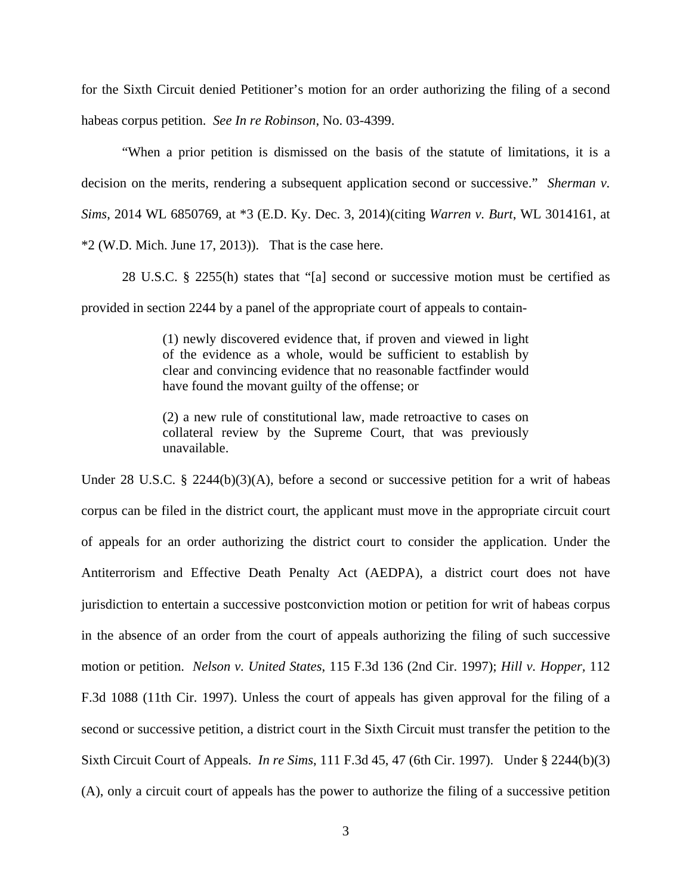for the Sixth Circuit denied Petitioner's motion for an order authorizing the filing of a second habeas corpus petition. *See In re Robinson*, No. 03-4399.

"When a prior petition is dismissed on the basis of the statute of limitations, it is a decision on the merits, rendering a subsequent application second or successive." *Sherman v. Sims*, 2014 WL 6850769, at *3 (E.D. Ky. Dec. 3, 2014)(citing *Warren v. Burt*, WL 3014161, at *2 (W.D. Mich. June 17, 2013)). That is the case here.

28 U.S.C. § 2255(h) states that "[a] second or successive motion must be certified as provided in section 2244 by a panel of the appropriate court of appeals to contain-

> (1) newly discovered evidence that, if proven and viewed in light of the evidence as a whole, would be sufficient to establish by clear and convincing evidence that no reasonable factfinder would have found the movant guilty of the offense; or
>
> (2) a new rule of constitutional law, made retroactive to cases on collateral review by the Supreme Court, that was previously unavailable.

Under 28 U.S.C. § 2244(b)(3)(A), before a second or successive petition for a writ of habeas corpus can be filed in the district court, the applicant must move in the appropriate circuit court of appeals for an order authorizing the district court to consider the application. Under the Antiterrorism and Effective Death Penalty Act (AEDPA), a district court does not have jurisdiction to entertain a successive postconviction motion or petition for writ of habeas corpus in the absence of an order from the court of appeals authorizing the filing of such successive motion or petition. *Nelson v. United States*, 115 F.3d 136 (2nd Cir. 1997); *Hill v. Hopper,* 112 F.3d 1088 (11th Cir. 1997). Unless the court of appeals has given approval for the filing of a second or successive petition, a district court in the Sixth Circuit must transfer the petition to the Sixth Circuit Court of Appeals. *In re Sims*, 111 F.3d 45, 47 (6th Cir. 1997). Under § 2244(b)(3)(A), only a circuit court of appeals has the power to authorize the filing of a successive petition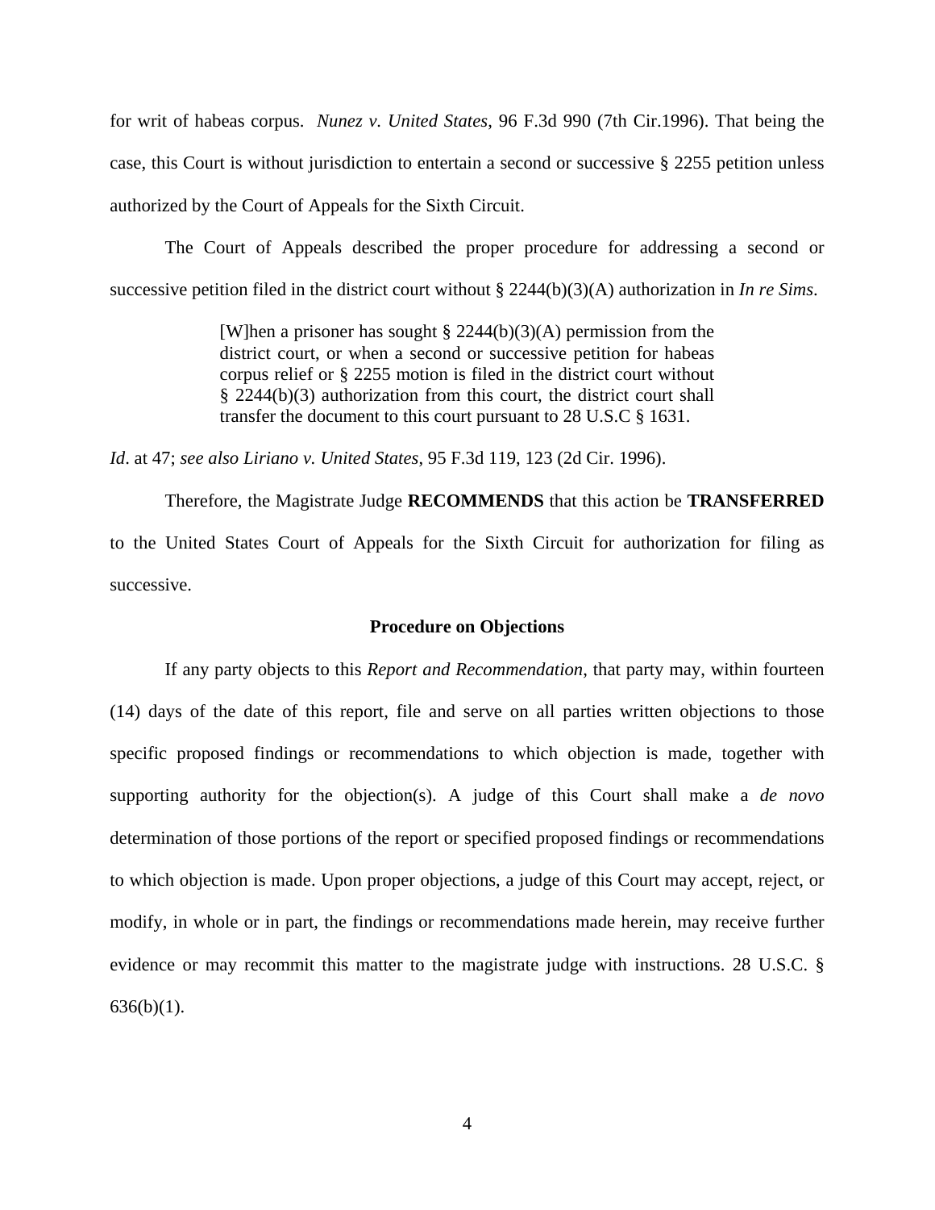for writ of habeas corpus. *Nunez v. United States*, 96 F.3d 990 (7th Cir.1996). That being the case, this Court is without jurisdiction to entertain a second or successive § 2255 petition unless authorized by the Court of Appeals for the Sixth Circuit.

The Court of Appeals described the proper procedure for addressing a second or successive petition filed in the district court without § 2244(b)(3)(A) authorization in *In re Sims*.

> [W]hen a prisoner has sought § 2244(b)(3)(A) permission from the district court, or when a second or successive petition for habeas corpus relief or § 2255 motion is filed in the district court without § 2244(b)(3) authorization from this court, the district court shall transfer the document to this court pursuant to 28 U.S.C § 1631.

*Id*. at 47; *see also Liriano v. United States*, 95 F.3d 119, 123 (2d Cir. 1996).

Therefore, the Magistrate Judge **RECOMMENDS** that this action be **TRANSFERRED** to the United States Court of Appeals for the Sixth Circuit for authorization for filing as successive.

## Procedure on Objections

If any party objects to this *Report and Recommendation*, that party may, within fourteen (14) days of the date of this report, file and serve on all parties written objections to those specific proposed findings or recommendations to which objection is made, together with supporting authority for the objection(s). A judge of this Court shall make a *de novo* determination of those portions of the report or specified proposed findings or recommendations to which objection is made. Upon proper objections, a judge of this Court may accept, reject, or modify, in whole or in part, the findings or recommendations made herein, may receive further evidence or may recommit this matter to the magistrate judge with instructions. 28 U.S.C. § 636(b)(1).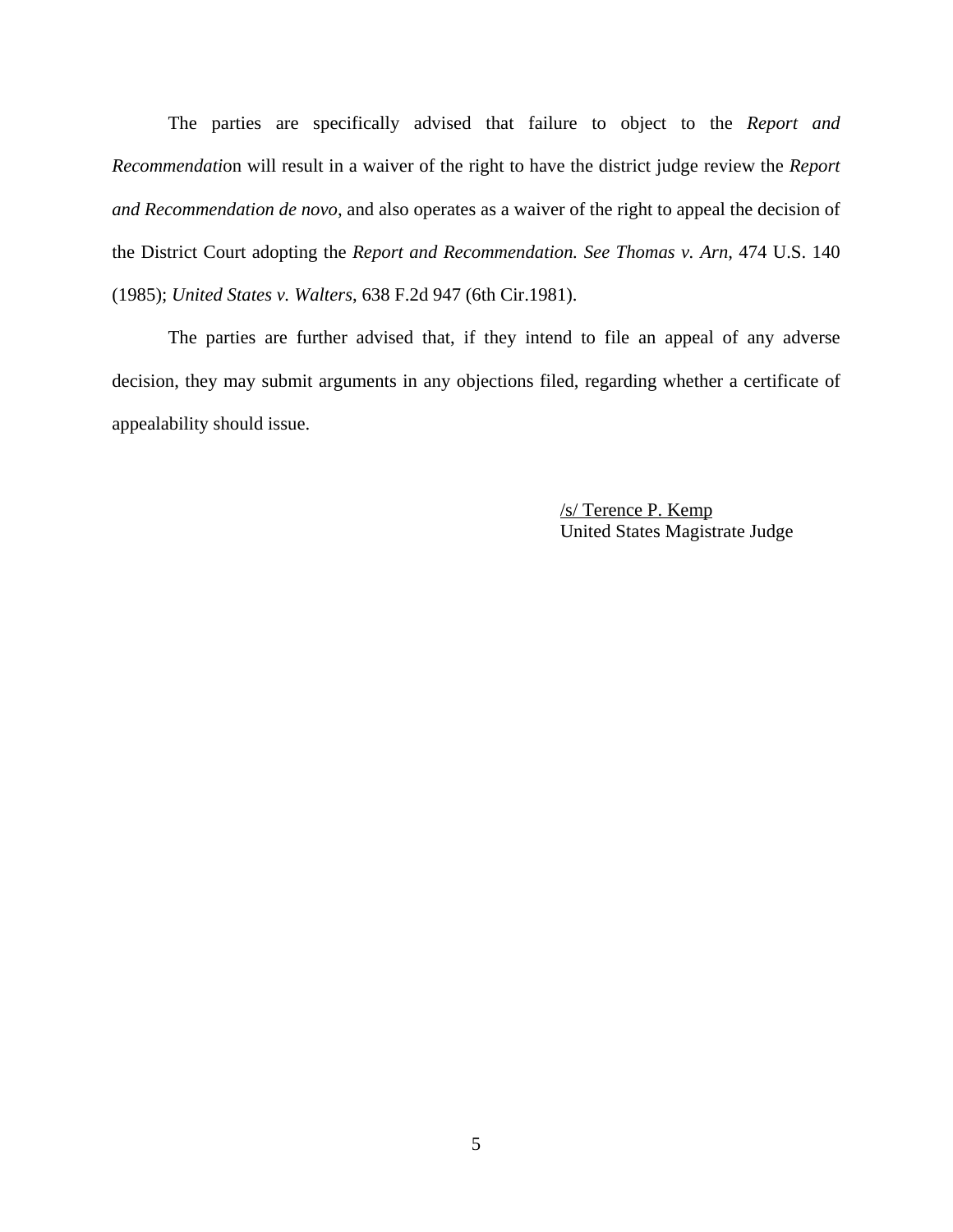The parties are specifically advised that failure to object to the *Report and Recommendation* will result in a waiver of the right to have the district judge review the *Report and Recommendation de novo*, and also operates as a waiver of the right to appeal the decision of the District Court adopting the *Report and Recommendation. See Thomas v. Arn,* 474 U.S. 140 (1985); *United States v. Walters*, 638 F.2d 947 (6th Cir.1981).

The parties are further advised that, if they intend to file an appeal of any adverse decision, they may submit arguments in any objections filed, regarding whether a certificate of appealability should issue.

/s/ Terence P. Kemp
United States Magistrate Judge